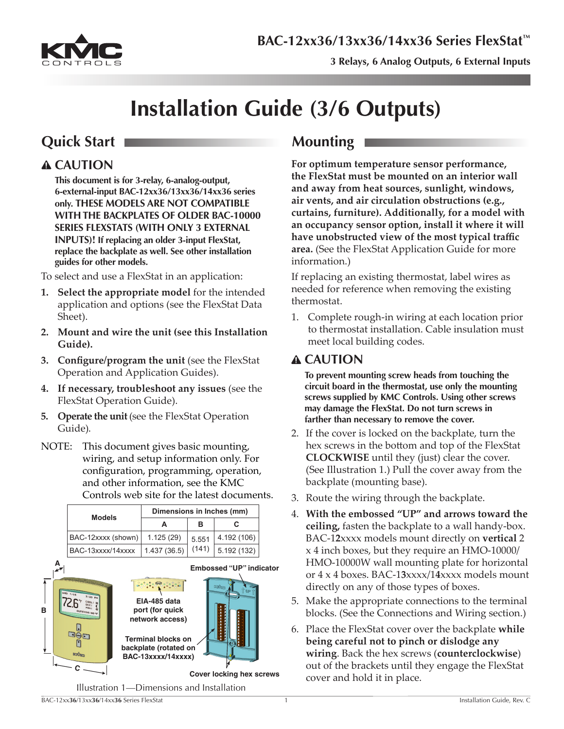# BAC-12xx36/13xx36/14xx36 Series FlexStat™

**3 Relays, 6 Analog Outputs, 6 External Inputs**

# Installation Guide (3/6 Outputs)

## Quick Start

### ⚠ CAUTION

**This document is for 3-relay, 6-analog-output, 6-external-input BAC-12xx36/13xx36/14xx36 series only. THESE MODELS ARE NOT COMPATIBLE WITH THE BACKPLATES OF OLDER BAC-10000 SERIES FLEXSTATS (WITH ONLY 3 EXTERNAL INPUTS)! If replacing an older 3-input FlexStat, replace the backplate as well. See other installation guides for other models.**

To select and use a FlexStat in an application:

1. **Select the appropriate model** for the intended application and options (see the FlexStat Data Sheet).
2. **Mount and wire the unit (see this Installation Guide).**
3. **Configure/program the unit** (see the FlexStat Operation and Application Guides).
4. **If necessary, troubleshoot any issues** (see the FlexStat Operation Guide).
5. **Operate the unit** (see the FlexStat Operation Guide).

NOTE: This document gives basic mounting, wiring, and setup information only. For configuration, programming, operation, and other information, see the KMC Controls web site for the latest documents.

| Models | Dimensions in Inches (mm) | | |
|---|---|---|---|
| | A | B | C |
| BAC-12xxxx (shown) | 1.125 (29) | 5.551 (141) | 4.192 (106) |
| BAC-13xxxx/14xxxx | 1.437 (36.5) | | 5.192 (132) |

Embossed "UP" indicator

EIA-485 data port (for quick network access)

Terminal blocks on backplate (rotated on BAC-13xxxx/14xxxx)

Cover locking hex screws

Illustration 1—Dimensions and Installation

## Mounting

**For optimum temperature sensor performance, the FlexStat must be mounted on an interior wall and away from heat sources, sunlight, windows, air vents, and air circulation obstructions (e.g., curtains, furniture). Additionally, for a model with an occupancy sensor option, install it where it will have unobstructed view of the most typical traffic area.** (See the FlexStat Application Guide for more information.)

If replacing an existing thermostat, label wires as needed for reference when removing the existing thermostat.

1. Complete rough-in wiring at each location prior to thermostat installation. Cable insulation must meet local building codes.

### ⚠ CAUTION

**To prevent mounting screw heads from touching the circuit board in the thermostat, use only the mounting screws supplied by KMC Controls. Using other screws may damage the FlexStat. Do not turn screws in farther than necessary to remove the cover.**

2. If the cover is locked on the backplate, turn the hex screws in the bottom and top of the FlexStat **CLOCKWISE** until they (just) clear the cover. (See Illustration 1.) Pull the cover away from the backplate (mounting base).
3. Route the wiring through the backplate.
4. **With the embossed "UP" and arrows toward the ceiling,** fasten the backplate to a wall handy-box. BAC-1**2**xxxx models mount directly on **vertical** 2 x 4 inch boxes, but they require an HMO-10000/HMO-10000W wall mounting plate for horizontal or 4 x 4 boxes. BAC-1**3**xxxx/1**4**xxxx models mount directly on any of those types of boxes.
5. Make the appropriate connections to the terminal blocks. (See the Connections and Wiring section.)
6. Place the FlexStat cover over the backplate **while being careful not to pinch or dislodge any wiring**. Back the hex screws (**counterclockwise**) out of the brackets until they engage the FlexStat cover and hold it in place.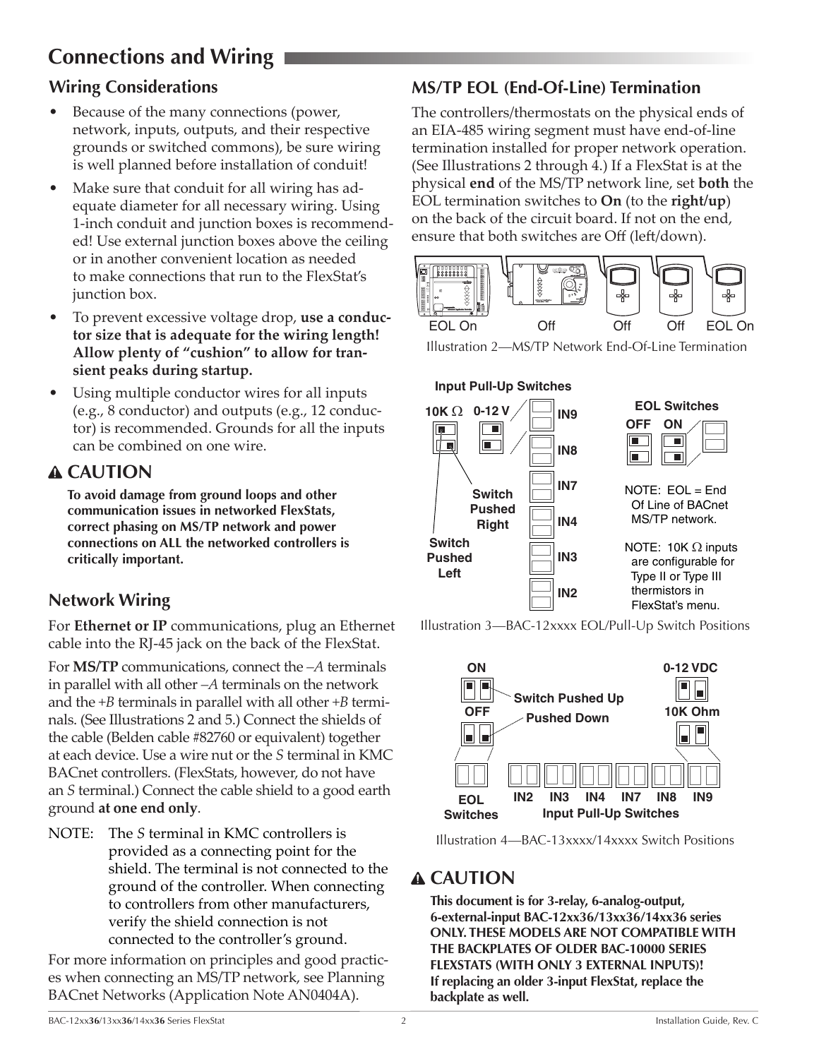# Connections and Wiring

## Wiring Considerations

- Because of the many connections (power, network, inputs, outputs, and their respective grounds or switched commons), be sure wiring is well planned before installation of conduit!
- Make sure that conduit for all wiring has adequate diameter for all necessary wiring. Using 1-inch conduit and junction boxes is recommended! Use external junction boxes above the ceiling or in another convenient location as needed to make connections that run to the FlexStat's junction box.
- To prevent excessive voltage drop, **use a conductor size that is adequate for the wiring length! Allow plenty of "cushion" to allow for transient peaks during startup.**
- Using multiple conductor wires for all inputs (e.g., 8 conductor) and outputs (e.g., 12 conductor) is recommended. Grounds for all the inputs can be combined on one wire.

## ⚠ CAUTION

**To avoid damage from ground loops and other communication issues in networked FlexStats, correct phasing on MS/TP network and power connections on ALL the networked controllers is critically important.**

## Network Wiring

For **Ethernet or IP** communications, plug an Ethernet cable into the RJ-45 jack on the back of the FlexStat.

For **MS/TP** communications, connect the *–A* terminals in parallel with all other *–A* terminals on the network and the *+B* terminals in parallel with all other *+B* terminals. (See Illustrations 2 and 5.) Connect the shields of the cable (Belden cable #82760 or equivalent) together at each device. Use a wire nut or the *S* terminal in KMC BACnet controllers. (FlexStats, however, do not have an *S* terminal.) Connect the cable shield to a good earth ground **at one end only**.

NOTE: The *S* terminal in KMC controllers is provided as a connecting point for the shield. The terminal is not connected to the ground of the controller. When connecting to controllers from other manufacturers, verify the shield connection is not connected to the controller's ground.

For more information on principles and good practices when connecting an MS/TP network, see Planning BACnet Networks (Application Note AN0404A).

## MS/TP EOL (End-Of-Line) Termination

The controllers/thermostats on the physical ends of an EIA-485 wiring segment must have end-of-line termination installed for proper network operation. (See Illustrations 2 through 4.) If a FlexStat is at the physical **end** of the MS/TP network line, set **both** the EOL termination switches to **On** (to the **right/up**) on the back of the circuit board. If not on the end, ensure that both switches are Off (left/down).

EOL On — Off — Off — Off — EOL On

Illustration 2—MS/TP Network End-Of-Line Termination

Input Pull-Up Switches: 10K Ω, 0-12 V; Switch Pushed Left; Switch Pushed Right; IN9, IN8, IN7, IN4, IN3, IN2

EOL Switches: OFF, ON

NOTE: EOL = End Of Line of BACnet MS/TP network.

NOTE: 10K Ω inputs are configurable for Type II or Type III thermistors in FlexStat's menu.

Illustration 3—BAC-12xxxx EOL/Pull-Up Switch Positions

ON / OFF; Switch Pushed Up / Pushed Down; 0-12 VDC / 10K Ohm; EOL Switches; IN2, IN3, IN4, IN7, IN8, IN9 Input Pull-Up Switches

Illustration 4—BAC-13xxxx/14xxxx Switch Positions

## ⚠ CAUTION

**This document is for 3-relay, 6-analog-output, 6-external-input BAC-12xx36/13xx36/14xx36 series ONLY. THESE MODELS ARE NOT COMPATIBLE WITH THE BACKPLATES OF OLDER BAC-10000 SERIES FLEXSTATS (WITH ONLY 3 EXTERNAL INPUTS)! If replacing an older 3-input FlexStat, replace the backplate as well.**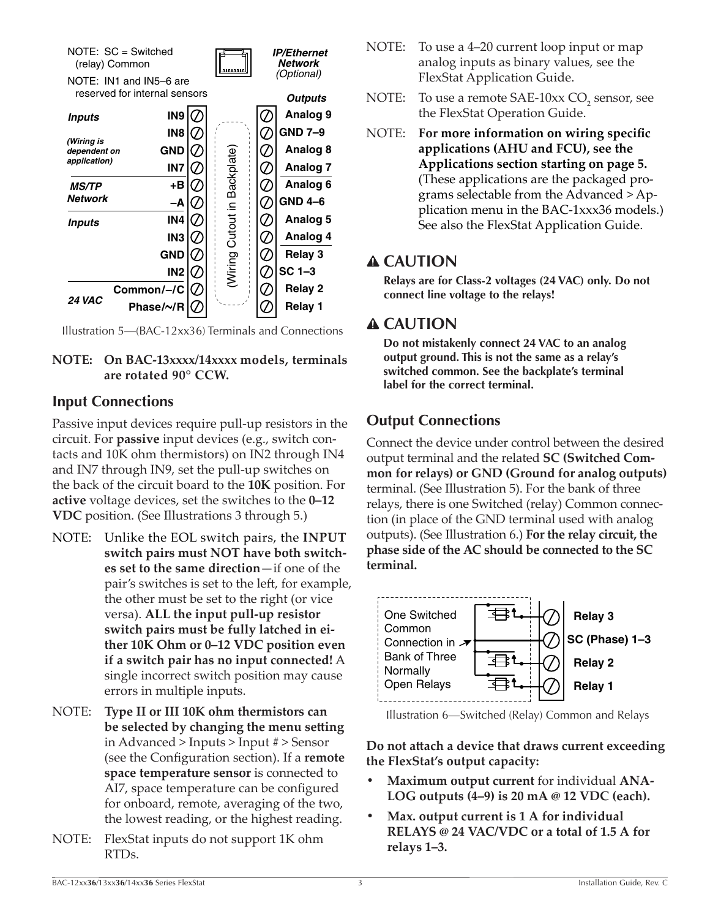NOTE: SC = Switched (relay) Common

NOTE: IN1 and IN5–6 are reserved for internal sensors

| Inputs | | | Outputs |
|---|---|---|---|
| Inputs (Wiring is dependent on application) | IN9 | (Wiring Cutout in Backplate) | Analog 9 |
| | IN8 | | GND 7–9 |
| | GND | | Analog 8 |
| | IN7 | | Analog 7 |
| MS/TP Network | +B | | Analog 6 |
| | –A | | GND 4–6 |
| Inputs | IN4 | | Analog 5 |
| | IN3 | | Analog 4 |
| | GND | | Relay 3 |
| | IN2 | | SC 1–3 |
| 24 VAC | Common/–/C | | Relay 2 |
| | Phase/~/R | | Relay 1 |

IP/Ethernet Network (Optional)

Illustration 5—(BAC-12xx36) Terminals and Connections

**NOTE: On BAC-13xxxx/14xxxx models, terminals are rotated 90° CCW.**

## Input Connections

Passive input devices require pull-up resistors in the circuit. For **passive** input devices (e.g., switch contacts and 10K ohm thermistors) on IN2 through IN4 and IN7 through IN9, set the pull-up switches on the back of the circuit board to the **10K** position. For **active** voltage devices, set the switches to the **0–12 VDC** position. (See Illustrations 3 through 5.)

NOTE: Unlike the EOL switch pairs, the **INPUT switch pairs must NOT have both switches set to the same direction**—if one of the pair's switches is set to the left, for example, the other must be set to the right (or vice versa). **ALL the input pull-up resistor switch pairs must be fully latched in either 10K Ohm or 0–12 VDC position even if a switch pair has no input connected!** A single incorrect switch position may cause errors in multiple inputs.

NOTE: **Type II or III 10K ohm thermistors can be selected by changing the menu setting** in Advanced > Inputs > Input # > Sensor (see the Configuration section). If a **remote space temperature sensor** is connected to AI7, space temperature can be configured for onboard, remote, averaging of the two, the lowest reading, or the highest reading.

NOTE: FlexStat inputs do not support 1K ohm RTDs.

NOTE: To use a 4–20 current loop input or map analog inputs as binary values, see the FlexStat Application Guide.

NOTE: To use a remote SAE-10xx $CO_2$ sensor, see the FlexStat Operation Guide.

NOTE: **For more information on wiring specific applications (AHU and FCU), see the Applications section starting on page 5.** (These applications are the packaged programs selectable from the Advanced > Application menu in the BAC-1xxx36 models.) See also the FlexStat Application Guide.

## ⚠ CAUTION

**Relays are for Class-2 voltages (24 VAC) only. Do not connect line voltage to the relays!**

## ⚠ CAUTION

**Do not mistakenly connect 24 VAC to an analog output ground. This is not the same as a relay's switched common. See the backplate's terminal label for the correct terminal.**

## Output Connections

Connect the device under control between the desired output terminal and the related **SC (Switched Common for relays) or GND (Ground for analog outputs)** terminal. (See Illustration 5). For the bank of three relays, there is one Switched (relay) Common connection (in place of the GND terminal used with analog outputs). (See Illustration 6.) **For the relay circuit, the phase side of the AC should be connected to the SC terminal.**

One Switched Common Connection in Bank of Three Normally Open Relays

Relay 3
SC (Phase) 1–3
Relay 2
Relay 1

Illustration 6—Switched (Relay) Common and Relays

**Do not attach a device that draws current exceeding the FlexStat's output capacity:**

- **Maximum output current** for individual **ANALOG outputs (4–9) is 20 mA @ 12 VDC (each).**
- **Max. output current is 1 A for individual RELAYS @ 24 VAC/VDC or a total of 1.5 A for relays 1–3.**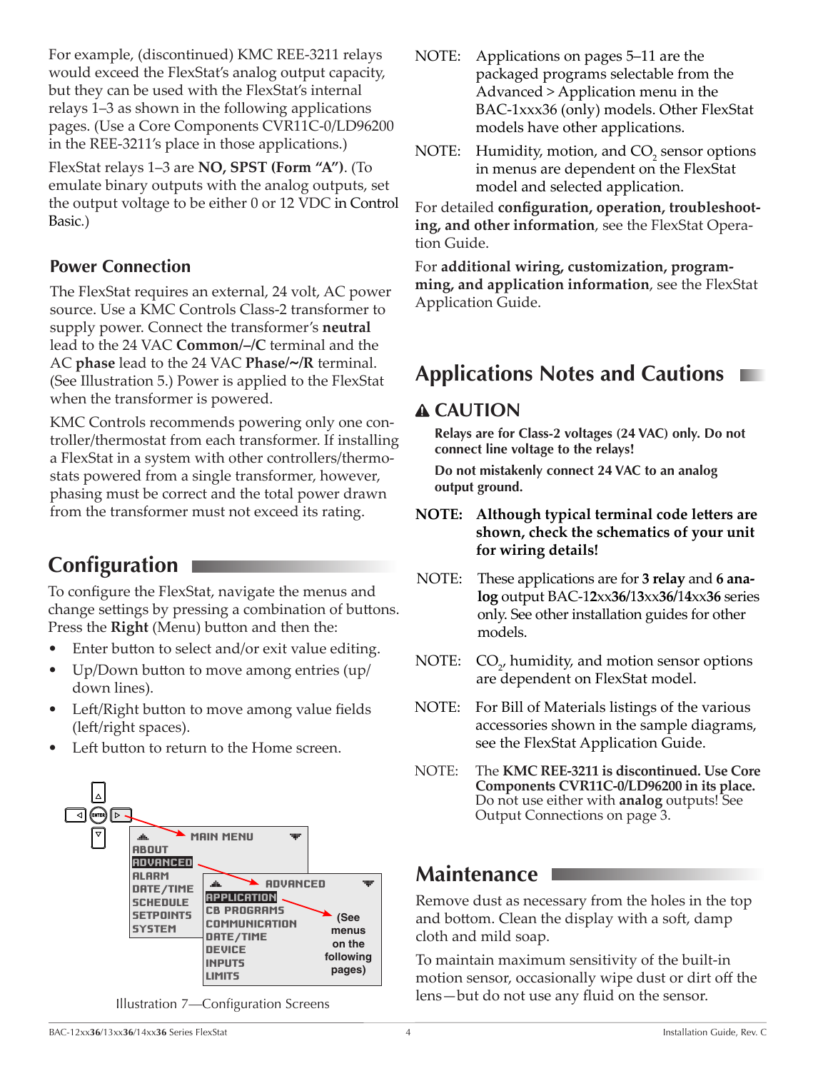For example, (discontinued) KMC REE-3211 relays would exceed the FlexStat's analog output capacity, but they can be used with the FlexStat's internal relays 1–3 as shown in the following applications pages. (Use a Core Components CVR11C-0/LD96200 in the REE-3211's place in those applications.)

FlexStat relays 1–3 are **NO, SPST (Form "A")**. (To emulate binary outputs with the analog outputs, set the output voltage to be either 0 or 12 VDC in Control Basic.)

### Power Connection

The FlexStat requires an external, 24 volt, AC power source. Use a KMC Controls Class-2 transformer to supply power. Connect the transformer's **neutral** lead to the 24 VAC **Common/–/C** terminal and the AC **phase** lead to the 24 VAC **Phase/~/R** terminal. (See Illustration 5.) Power is applied to the FlexStat when the transformer is powered.

KMC Controls recommends powering only one controller/thermostat from each transformer. If installing a FlexStat in a system with other controllers/thermostats powered from a single transformer, however, phasing must be correct and the total power drawn from the transformer must not exceed its rating.

## Configuration

To configure the FlexStat, navigate the menus and change settings by pressing a combination of buttons. Press the **Right** (Menu) button and then the:

- Enter button to select and/or exit value editing.
- Up/Down button to move among entries (up/down lines).
- Left/Right button to move among value fields (left/right spaces).
- Left button to return to the Home screen.

MAIN MENU: ABOUT, ADVANCED, ALARM, DATE/TIME, SCHEDULE, SETPOINTS, SYSTEM

ADVANCED: APPLICATION, CB PROGRAMS, COMMUNICATION, DATE/TIME, DEVICE, INPUTS, LIMITS

(See menus on the following pages)

Illustration 7—Configuration Screens

NOTE: Applications on pages 5–11 are the packaged programs selectable from the Advanced > Application menu in the BAC-1xxx36 (only) models. Other FlexStat models have other applications.

NOTE: Humidity, motion, and $CO_2$ sensor options in menus are dependent on the FlexStat model and selected application.

For detailed **configuration, operation, troubleshooting, and other information**, see the FlexStat Operation Guide.

For **additional wiring, customization, programming, and application information**, see the FlexStat Application Guide.

## Applications Notes and Cautions

### ⚠ CAUTION

**Relays are for Class-2 voltages (24 VAC) only. Do not connect line voltage to the relays!**

**Do not mistakenly connect 24 VAC to an analog output ground.**

**NOTE: Although typical terminal code letters are shown, check the schematics of your unit for wiring details!**

NOTE: These applications are for **3 relay** and **6 analog** output BAC-1**2**xx**36**/13xx**36**/14xx**36** series only. See other installation guides for other models.

NOTE: $CO_2$, humidity, and motion sensor options are dependent on FlexStat model.

NOTE: For Bill of Materials listings of the various accessories shown in the sample diagrams, see the FlexStat Application Guide.

NOTE: The **KMC REE-3211 is discontinued. Use Core Components CVR11C-0/LD96200 in its place.** Do not use either with **analog** outputs! See Output Connections on page 3.

## Maintenance

Remove dust as necessary from the holes in the top and bottom. Clean the display with a soft, damp cloth and mild soap.

To maintain maximum sensitivity of the built-in motion sensor, occasionally wipe dust or dirt off the lens—but do not use any fluid on the sensor.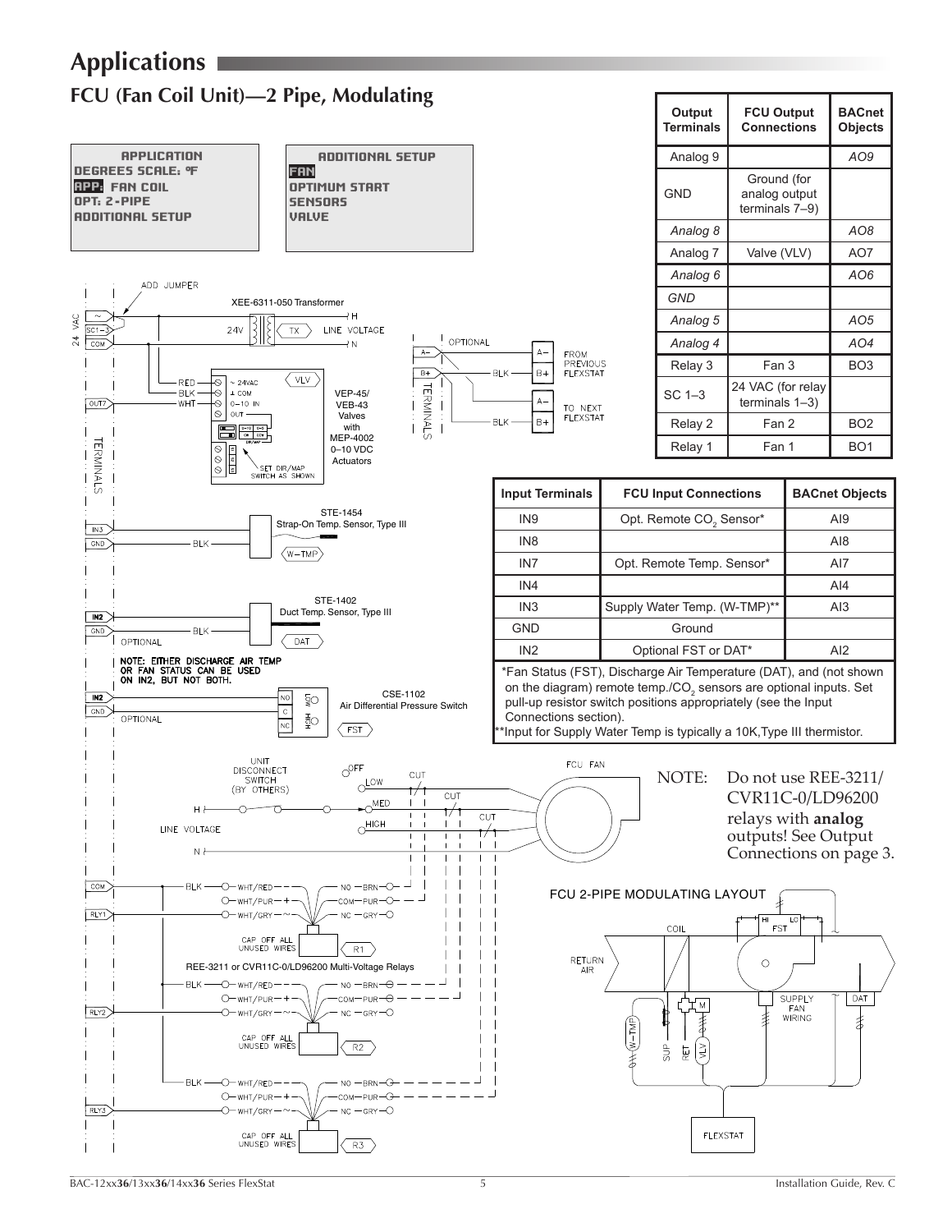# Applications

## FCU (Fan Coil Unit)—2 Pipe, Modulating

APPLICATION
DEGREES SCALE: °F
APP: FAN COIL
OPT: 2-PIPE
ADDITIONAL SETUP

ADDITIONAL SETUP
FAN
OPTIMUM START
SENSORS
VALVE

| Output Terminals | FCU Output Connections | BACnet Objects |
|---|---|---|
| Analog 9 | | *AO9* |
| GND | Ground (for analog output terminals 7–9) | |
| *Analog 8* | | *AO8* |
| Analog 7 | Valve (VLV) | AO7 |
| *Analog 6* | | *AO6* |
| *GND* | | |
| *Analog 5* | | *AO5* |
| *Analog 4* | | *AO4* |
| Relay 3 | Fan 3 | BO3 |
| SC 1–3 | 24 VAC (for relay terminals 1–3) | |
| Relay 2 | Fan 2 | BO2 |
| Relay 1 | Fan 1 | BO1 |

| Input Terminals | FCU Input Connections | BACnet Objects |
|---|---|---|
| IN9 | Opt. Remote $CO_2$ Sensor* | AI9 |
| IN8 | | AI8 |
| IN7 | Opt. Remote Temp. Sensor* | AI7 |
| IN4 | | AI4 |
| IN3 | Supply Water Temp. (W-TMP)** | AI3 |
| GND | Ground | |
| IN2 | Optional FST or DAT* | AI2 |

*Fan Status (FST), Discharge Air Temperature (DAT), and (not shown on the diagram) remote temp./$CO_2$ sensors are optional inputs. Set pull-up resistor switch positions appropriately (see the Input Connections section).

**Input for Supply Water Temp is typically a 10K,Type III thermistor.

NOTE: Do not use REE-3211/CVR11C-0/LD96200 relays with **analog** outputs! See Output Connections on page 3.

ADD JUMPER

XEE-6311-050 Transformer

VEP-45/VEB-43 Valves with MEP-4002 0–10 VDC Actuators

SET DIR/MAP SWITCH AS SHOWN

STE-1454 Strap-On Temp. Sensor, Type III

STE-1402 Duct Temp. Sensor, Type III

NOTE: EITHER DISCHARGE AIR TEMP OR FAN STATUS CAN BE USED ON IN2, BUT NOT BOTH.

CSE-1102 Air Differential Pressure Switch

UNIT DISCONNECT SWITCH (BY OTHERS)

CAP OFF ALL UNUSED WIRES

REE-3211 or CVR11C-0/LD96200 Multi-Voltage Relays

FCU 2-PIPE MODULATING LAYOUT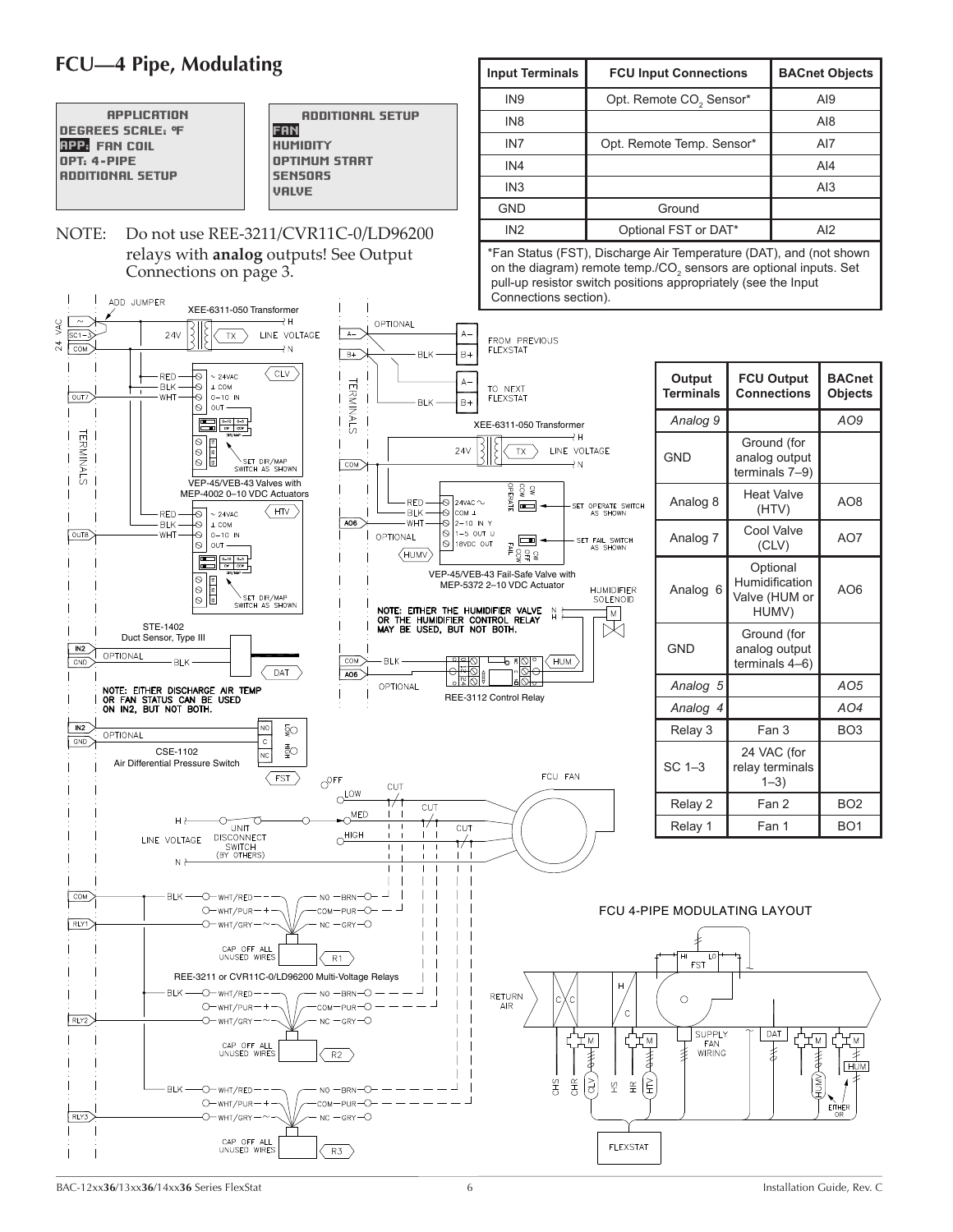## FCU—4 Pipe, Modulating

APPLICATION
DEGREES SCALE: °F
APP: FAN COIL
OPT: 4-PIPE
ADDITIONAL SETUP

ADDITIONAL SETUP
FAN
HUMIDITY
OPTIMUM START
SENSORS
VALVE

NOTE: Do not use REE-3211/CVR11C-0/LD96200 relays with **analog** outputs! See Output Connections on page 3.

| Input Terminals | FCU Input Connections | BACnet Objects |
|---|---|---|
| IN9 | Opt. Remote $CO_2$ Sensor* | AI9 |
| IN8 | | AI8 |
| IN7 | Opt. Remote Temp. Sensor* | AI7 |
| IN4 | | AI4 |
| IN3 | | AI3 |
| GND | Ground | |
| IN2 | Optional FST or DAT* | AI2 |

*Fan Status (FST), Discharge Air Temperature (DAT), and (not shown on the diagram) remote temp./$CO_2$ sensors are optional inputs. Set pull-up resistor switch positions appropriately (see the Input Connections section).

| Output Terminals | FCU Output Connections | BACnet Objects |
|---|---|---|
| *Analog 9* | | *AO9* |
| GND | Ground (for analog output terminals 7–9) | |
| Analog 8 | Heat Valve (HTV) | AO8 |
| Analog 7 | Cool Valve (CLV) | AO7 |
| Analog 6 | Optional Humidification Valve (HUM or HUMV) | AO6 |
| GND | Ground (for analog output terminals 4–6) | |
| *Analog 5* | | *AO5* |
| *Analog 4* | | *AO4* |
| Relay 3 | Fan 3 | BO3 |
| SC 1–3 | 24 VAC (for relay terminals 1–3) | |
| Relay 2 | Fan 2 | BO2 |
| Relay 1 | Fan 1 | BO1 |

XEE-6311-050 Transformer

VEP-45/VEB-43 Valves with MEP-4002 0–10 VDC Actuators

SET DIR/MAP SWITCH AS SHOWN

VEP-45/VEB-43 Fail-Safe Valve with MEP-5372 2–10 VDC Actuator

SET OPERATE SWITCH AS SHOWN

SET FAIL SWITCH AS SHOWN

NOTE: EITHER THE HUMIDIFIER VALVE OR THE HUMIDIFIER CONTROL RELAY MAY BE USED, BUT NOT BOTH.

REE-3112 Control Relay

STE-1402 Duct Sensor, Type III

NOTE: EITHER DISCHARGE AIR TEMP OR FAN STATUS CAN BE USED ON IN2, BUT NOT BOTH.

CSE-1102 Air Differential Pressure Switch

UNIT DISCONNECT SWITCH (BY OTHERS)

FCU FAN

REE-3211 or CVR11C-0/LD96200 Multi-Voltage Relays

CAP OFF ALL UNUSED WIRES

FCU 4-PIPE MODULATING LAYOUT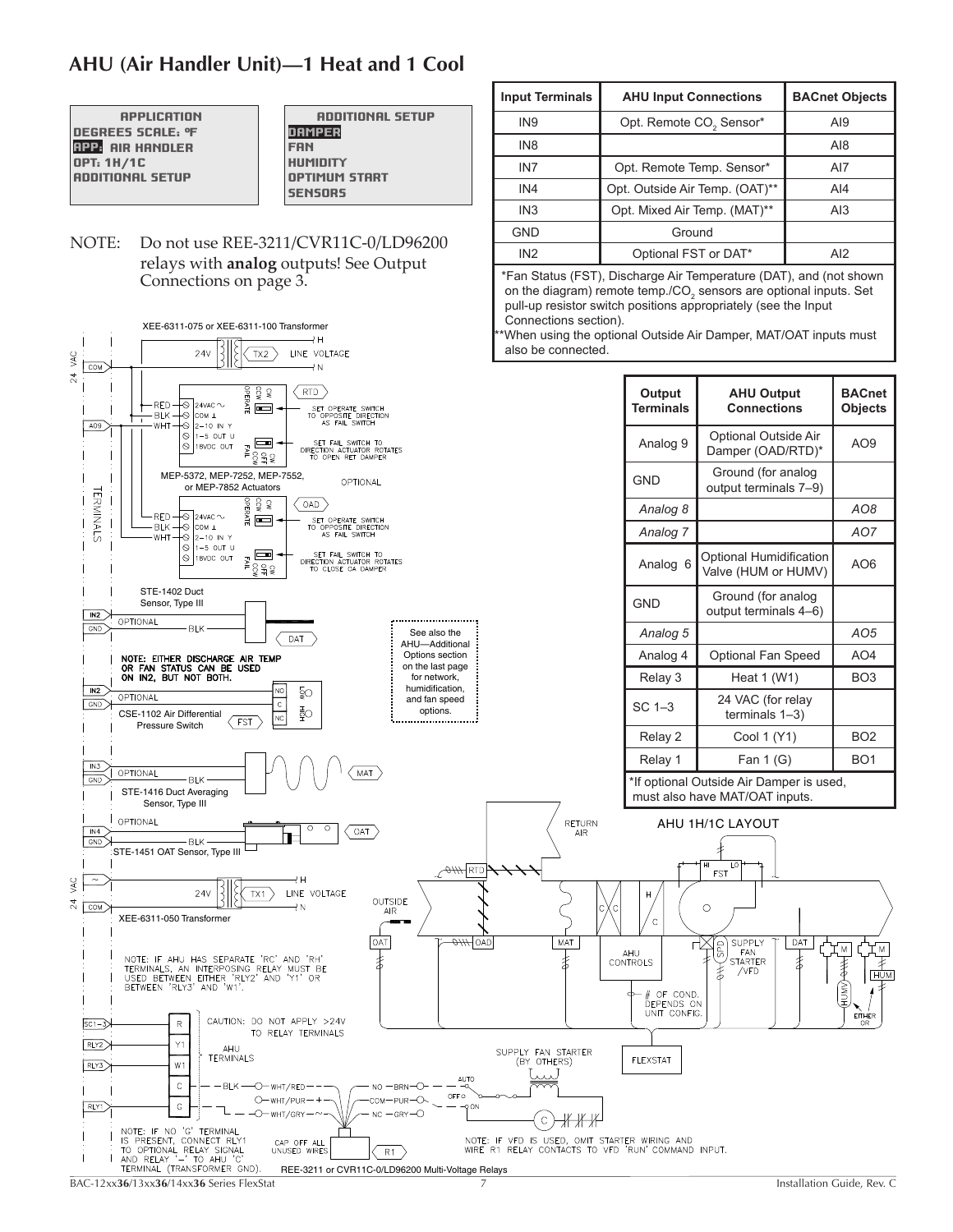# AHU (Air Handler Unit)—1 Heat and 1 Cool

```
APPLICATION
DEGREES SCALE: °F
APP: AIR HANDLER
OPT: 1H/1C
ADDITIONAL SETUP
```

```
ADDITIONAL SETUP
DAMPER
FAN
HUMIDITY
OPTIMUM START
SENSORS
```

NOTE: Do not use REE-3211/CVR11C-0/LD96200 relays with **analog** outputs! See Output Connections on page 3.

| Input Terminals | AHU Input Connections | BACnet Objects |
|---|---|---|
| IN9 | Opt. Remote $CO_2$ Sensor* | AI9 |
| IN8 | | AI8 |
| IN7 | Opt. Remote Temp. Sensor* | AI7 |
| IN4 | Opt. Outside Air Temp. (OAT)** | AI4 |
| IN3 | Opt. Mixed Air Temp. (MAT)** | AI3 |
| GND | Ground | |
| IN2 | Optional FST or DAT* | AI2 |

*Fan Status (FST), Discharge Air Temperature (DAT), and (not shown on the diagram) remote temp./$CO_2$ sensors are optional inputs. Set pull-up resistor switch positions appropriately (see the Input Connections section).
**When using the optional Outside Air Damper, MAT/OAT inputs must also be connected.

| Output Terminals | AHU Output Connections | BACnet Objects |
|---|---|---|
| Analog 9 | Optional Outside Air Damper (OAD/RTD)* | AO9 |
| GND | Ground (for analog output terminals 7–9) | |
| *Analog 8* | | *AO8* |
| *Analog 7* | | *AO7* |
| Analog 6 | Optional Humidification Valve (HUM or HUMV) | AO6 |
| GND | Ground (for analog output terminals 4–6) | |
| *Analog 5* | | *AO5* |
| Analog 4 | Optional Fan Speed | AO4 |
| Relay 3 | Heat 1 (W1) | BO3 |
| SC 1–3 | 24 VAC (for relay terminals 1–3) | |
| Relay 2 | Cool 1 (Y1) | BO2 |
| Relay 1 | Fan 1 (G) | BO1 |

*If optional Outside Air Damper is used, must also have MAT/OAT inputs.

XEE-6311-075 or XEE-6311-100 Transformer

MEP-5372, MEP-7252, MEP-7552, or MEP-7852 Actuators — OPTIONAL

SET OPERATE SWITCH TO OPPOSITE DIRECTION AS FAIL SWITCH

SET FAIL SWITCH TO DIRECTION ACTUATOR ROTATES TO OPEN RET DAMPER

SET FAIL SWITCH TO DIRECTION ACTUATOR ROTATES TO CLOSE OA DAMPER

STE-1402 Duct Sensor, Type III

NOTE: EITHER DISCHARGE AIR TEMP OR FAN STATUS CAN BE USED ON IN2, BUT NOT BOTH.

See also the AHU—Additional Options section on the last page for network, humidification, and fan speed options.

CSE-1102 Air Differential Pressure Switch

STE-1416 Duct Averaging Sensor, Type III

STE-1451 OAT Sensor, Type III

XEE-6311-050 Transformer

AHU 1H/1C LAYOUT

NOTE: IF AHU HAS SEPARATE 'RC' AND 'RH' TERMINALS, AN INTERPOSING RELAY MUST BE USED BETWEEN EITHER 'RLY2' AND 'Y1' OR BETWEEN 'RLY3' AND 'W1'.

CAUTION: DO NOT APPLY >24V TO RELAY TERMINALS

\# OF COND. DEPENDS ON UNIT CONFIG.

SUPPLY FAN STARTER (BY OTHERS)

CAP OFF ALL UNUSED WIRES

NOTE: IF NO 'G' TERMINAL IS PRESENT, CONNECT RLY1 TO OPTIONAL RELAY SIGNAL AND RELAY '–' TO AHU 'C' TERMINAL (TRANSFORMER GND).

NOTE: IF VFD IS USED, OMIT STARTER WIRING AND WIRE R1 RELAY CONTACTS TO VFD 'RUN' COMMAND INPUT.

REE-3211 or CVR11C-0/LD96200 Multi-Voltage Relays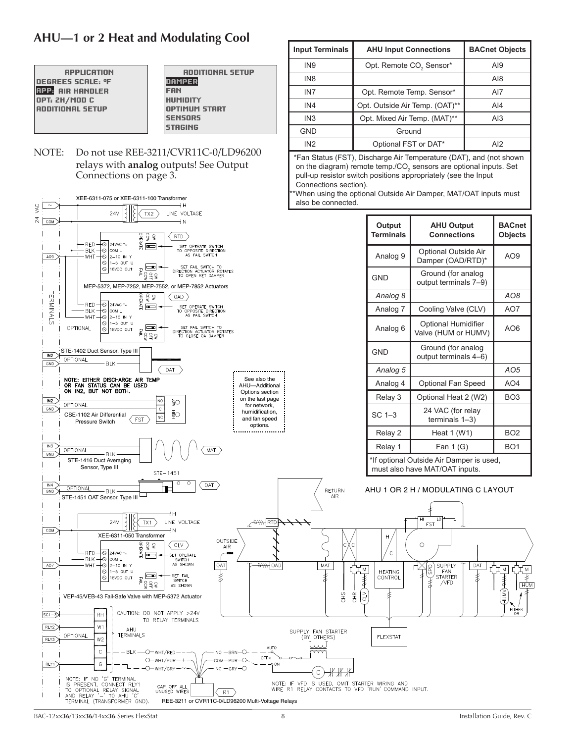# AHU—1 or 2 Heat and Modulating Cool

```
APPLICATION
DEGREES SCALE: °F
APP: AIR HANDLER
OPT: 2H/MOD C
ADDITIONAL SETUP
```

```
ADDITIONAL SETUP
DAMPER
FAN
HUMIDITY
OPTIMUM START
SENSORS
STAGING
```

NOTE: Do not use REE-3211/CVR11C-0/LD96200 relays with **analog** outputs! See Output Connections on page 3.

| Input Terminals | AHU Input Connections | BACnet Objects |
|---|---|---|
| IN9 | Opt. Remote $CO_2$ Sensor* | AI9 |
| IN8 | | AI8 |
| IN7 | Opt. Remote Temp. Sensor* | AI7 |
| IN4 | Opt. Outside Air Temp. (OAT)** | AI4 |
| IN3 | Opt. Mixed Air Temp. (MAT)** | AI3 |
| GND | Ground | |
| IN2 | Optional FST or DAT* | AI2 |

*Fan Status (FST), Discharge Air Temperature (DAT), and (not shown on the diagram) remote temp./$CO_2$ sensors are optional inputs. Set pull-up resistor switch positions appropriately (see the Input Connections section).

**When using the optional Outside Air Damper, MAT/OAT inputs must also be connected.

| Output Terminals | AHU Output Connections | BACnet Objects |
|---|---|---|
| Analog 9 | Optional Outside Air Damper (OAD/RTD)* | AO9 |
| GND | Ground (for analog output terminals 7–9) | |
| *Analog 8* | | *AO8* |
| Analog 7 | Cooling Valve (CLV) | AO7 |
| Analog 6 | Optional Humidifier Valve (HUM or HUMV) | AO6 |
| GND | Ground (for analog output terminals 4–6) | |
| *Analog 5* | | *AO5* |
| Analog 4 | Optional Fan Speed | AO4 |
| Relay 3 | Optional Heat 2 (W2) | BO3 |
| SC 1–3 | 24 VAC (for relay terminals 1–3) | |
| Relay 2 | Heat 1 (W1) | BO2 |
| Relay 1 | Fan 1 (G) | BO1 |

*If optional Outside Air Damper is used, must also have MAT/OAT inputs.

See also the AHU—Additional Options section on the last page for network, humidification, and fan speed options.

AHU 1 OR 2 H / MODULATING C LAYOUT

XEE-6311-075 or XEE-6311-100 Transformer

MEP-5372, MEP-7252, MEP-7552, or MEP-7852 Actuators

SET OPERATE SWITCH TO OPPOSITE DIRECTION AS FAIL SWITCH

SET FAIL SWITCH TO DIRECTION ACTUATOR ROTATES TO OPEN RET DAMPER

SET FAIL SWITCH TO DIRECTION ACTUATOR ROTATES TO CLOSE OA DAMPER

STE-1402 Duct Sensor, Type III

NOTE: EITHER DISCHARGE AIR TEMP OR FAN STATUS CAN BE USED ON IN2, BUT NOT BOTH.

CSE-1102 Air Differential Pressure Switch

STE-1416 Duct Averaging Sensor, Type III

STE-1451 OAT Sensor, Type III

XEE-6311-050 Transformer

VEP-45/VEB-43 Fail-Safe Valve with MEP-5372 Actuator

CAUTION: DO NOT APPLY >24V TO RELAY TERMINALS

NOTE: IF NO 'G' TERMINAL IS PRESENT, CONNECT RLY1 TO OPTIONAL RELAY SIGNAL AND RELAY '–' TO AHU 'C' TERMINAL (TRANSFORMER GND).

CAP OFF ALL UNUSED WIRES

REE-3211 or CVR11C-0/LD96200 Multi-Voltage Relays

SUPPLY FAN STARTER (BY OTHERS)

NOTE: IF VFD IS USED, OMIT STARTER WIRING AND WIRE R1 RELAY CONTACTS TO VFD 'RUN' COMMAND INPUT.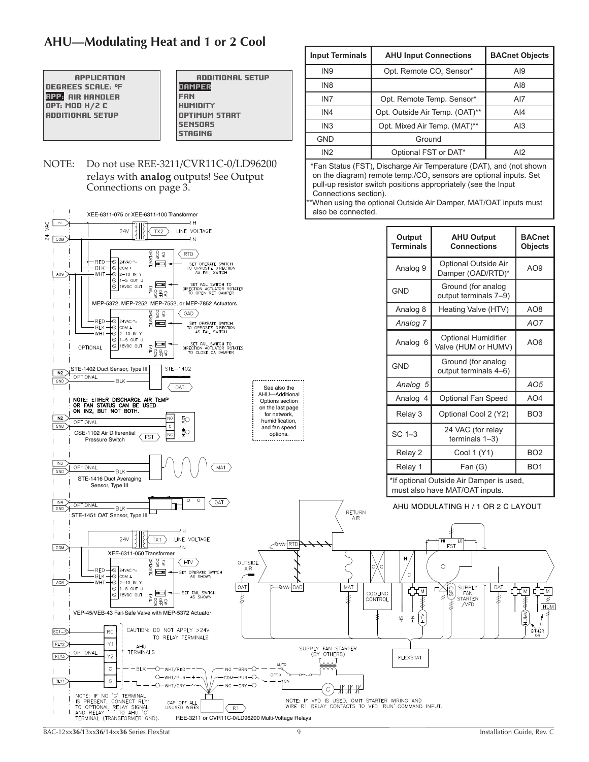## AHU—Modulating Heat and 1 or 2 Cool

```
APPLICATION
DEGREES SCALE: °F
APP: AIR HANDLER
OPT: MOD H/2 C
ADDITIONAL SETUP
```

```
ADDITIONAL SETUP
DAMPER
FAN
HUMIDITY
OPTIMUM START
SENSORS
STAGING
```

NOTE: Do not use REE-3211/CVR11C-0/LD96200 relays with **analog** outputs! See Output Connections on page 3.

| Input Terminals | AHU Input Connections | BACnet Objects |
|---|---|---|
| IN9 | Opt. Remote $CO_2$ Sensor* | AI9 |
| IN8 | | AI8 |
| IN7 | Opt. Remote Temp. Sensor* | AI7 |
| IN4 | Opt. Outside Air Temp. (OAT)** | AI4 |
| IN3 | Opt. Mixed Air Temp. (MAT)** | AI3 |
| GND | Ground | |
| IN2 | Optional FST or DAT* | AI2 |

*Fan Status (FST), Discharge Air Temperature (DAT), and (not shown on the diagram) remote temp./$CO_2$ sensors are optional inputs. Set pull-up resistor switch positions appropriately (see the Input Connections section).

**When using the optional Outside Air Damper, MAT/OAT inputs must also be connected.

| Output Terminals | AHU Output Connections | BACnet Objects |
|---|---|---|
| Analog 9 | Optional Outside Air Damper (OAD/RTD)* | AO9 |
| GND | Ground (for analog output terminals 7–9) | |
| Analog 8 | Heating Valve (HTV) | AO8 |
| *Analog 7* | | *AO7* |
| Analog 6 | Optional Humidifier Valve (HUM or HUMV) | AO6 |
| GND | Ground (for analog output terminals 4–6) | |
| *Analog 5* | | *AO5* |
| Analog 4 | Optional Fan Speed | AO4 |
| Relay 3 | Optional Cool 2 (Y2) | BO3 |
| SC 1–3 | 24 VAC (for relay terminals 1–3) | |
| Relay 2 | Cool 1 (Y1) | BO2 |
| Relay 1 | Fan (G) | BO1 |

*If optional Outside Air Damper is used, must also have MAT/OAT inputs.

See also the AHU—Additional Options section on the last page for network, humidification, and fan speed options.

AHU MODULATING H / 1 OR 2 C LAYOUT

XEE-6311-075 or XEE-6311-100 Transformer

MEP-5372, MEP-7252, MEP-7552, or MEP-7852 Actuators

STE-1402 Duct Sensor, Type III

NOTE: EITHER DISCHARGE AIR TEMP OR FAN STATUS CAN BE USED ON IN2, BUT NOT BOTH.

CSE-1102 Air Differential Pressure Switch

STE-1416 Duct Averaging Sensor, Type III

STE-1451 OAT Sensor, Type III

XEE-6311-050 Transformer

VEP-45/VEB-43 Fail-Safe Valve with MEP-5372 Actuator

CAUTION: DO NOT APPLY >24V TO RELAY TERMINALS

NOTE: IF NO 'G' TERMINAL IS PRESENT, CONNECT RLY1 TO OPTIONAL RELAY SIGNAL AND RELAY '–' TO AHU 'C' TERMINAL (TRANSFORMER GND).

CAP OFF ALL UNUSED WIRES

REE-3211 or CVR11C-0/LD96200 Multi-Voltage Relays

SUPPLY FAN STARTER (BY OTHERS)

NOTE: IF VFD IS USED, OMIT STARTER WIRING AND WIRE R1 RELAY CONTACTS TO VFD 'RUN' COMMAND INPUT.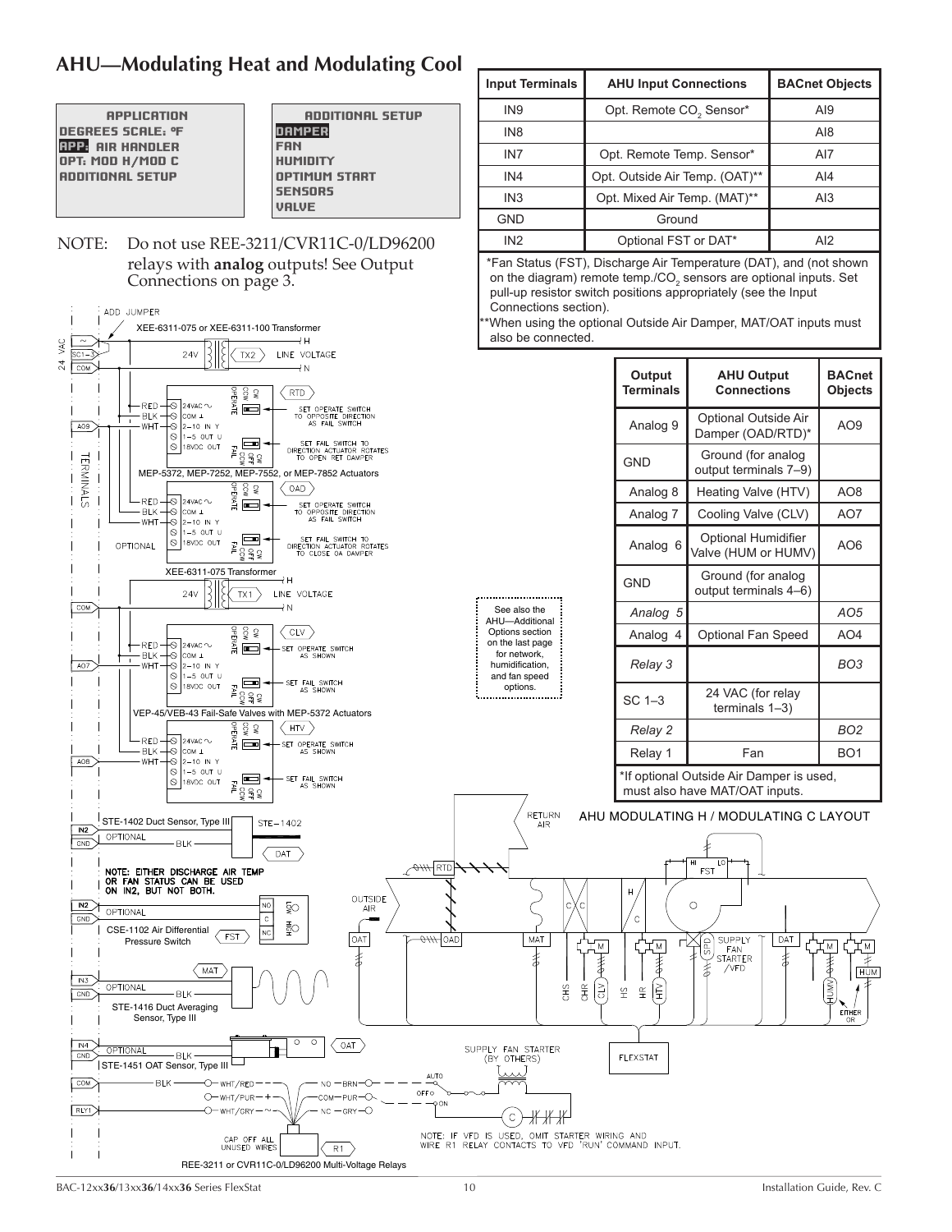# AHU—Modulating Heat and Modulating Cool

| APPLICATION |
|---|
| DEGREES SCALE: °F |
| APP: AIR HANDLER |
| OPT: MOD H/MOD C |
| ADDITIONAL SETUP |

| ADDITIONAL SETUP |
|---|
| DAMPER |
| FAN |
| HUMIDITY |
| OPTIMUM START |
| SENSORS |
| VALVE |

NOTE: Do not use REE-3211/CVR11C-0/LD96200 relays with **analog** outputs! See Output Connections on page 3.

| Input Terminals | AHU Input Connections | BACnet Objects |
|---|---|---|
| IN9 | Opt. Remote $CO_2$ Sensor* | AI9 |
| IN8 | | AI8 |
| IN7 | Opt. Remote Temp. Sensor* | AI7 |
| IN4 | Opt. Outside Air Temp. (OAT)** | AI4 |
| IN3 | Opt. Mixed Air Temp. (MAT)** | AI3 |
| GND | Ground | |
| IN2 | Optional FST or DAT* | AI2 |

*Fan Status (FST), Discharge Air Temperature (DAT), and (not shown on the diagram) remote temp./$CO_2$ sensors are optional inputs. Set pull-up resistor switch positions appropriately (see the Input Connections section).

**When using the optional Outside Air Damper, MAT/OAT inputs must also be connected.

| Output Terminals | AHU Output Connections | BACnet Objects |
|---|---|---|
| Analog 9 | Optional Outside Air Damper (OAD/RTD)* | AO9 |
| GND | Ground (for analog output terminals 7–9) | |
| Analog 8 | Heating Valve (HTV) | AO8 |
| Analog 7 | Cooling Valve (CLV) | AO7 |
| Analog 6 | Optional Humidifier Valve (HUM or HUMV) | AO6 |
| GND | Ground (for analog output terminals 4–6) | |
| *Analog 5* | | *AO5* |
| Analog 4 | Optional Fan Speed | AO4 |
| *Relay 3* | | *BO3* |
| SC 1–3 | 24 VAC (for relay terminals 1–3) | |
| *Relay 2* | | *BO2* |
| Relay 1 | Fan | BO1 |

*If optional Outside Air Damper is used, must also have MAT/OAT inputs.

See also the AHU—Additional Options section on the last page for network, humidification, and fan speed options.

AHU MODULATING H / MODULATING C LAYOUT

ADD JUMPER

XEE-6311-075 or XEE-6311-100 Transformer

MEP-5372, MEP-7252, MEP-7552, or MEP-7852 Actuators

RTD: SET OPERATE SWITCH TO OPPOSITE DIRECTION AS FAIL SWITCH. SET FAIL SWITCH TO DIRECTION ACTUATOR ROTATES TO OPEN RET DAMPER

OAD: SET OPERATE SWITCH TO OPPOSITE DIRECTION AS FAIL SWITCH. SET FAIL SWITCH TO DIRECTION ACTUATOR ROTATES TO CLOSE OA DAMPER

XEE-6311-075 Transformer

VEP-45/VEB-43 Fail-Safe Valves with MEP-5372 Actuators

CLV / HTV: SET OPERATE SWITCH AS SHOWN. SET FAIL SWITCH AS SHOWN

STE-1402 Duct Sensor, Type III

NOTE: EITHER DISCHARGE AIR TEMP OR FAN STATUS CAN BE USED ON IN2, BUT NOT BOTH.

CSE-1102 Air Differential Pressure Switch

STE-1416 Duct Averaging Sensor, Type III

STE-1451 OAT Sensor, Type III

REE-3211 or CVR11C-0/LD96200 Multi-Voltage Relays

CAP OFF ALL UNUSED WIRES

SUPPLY FAN STARTER (BY OTHERS)

NOTE: IF VFD IS USED, OMIT STARTER WIRING AND WIRE R1 RELAY CONTACTS TO VFD 'RUN' COMMAND INPUT.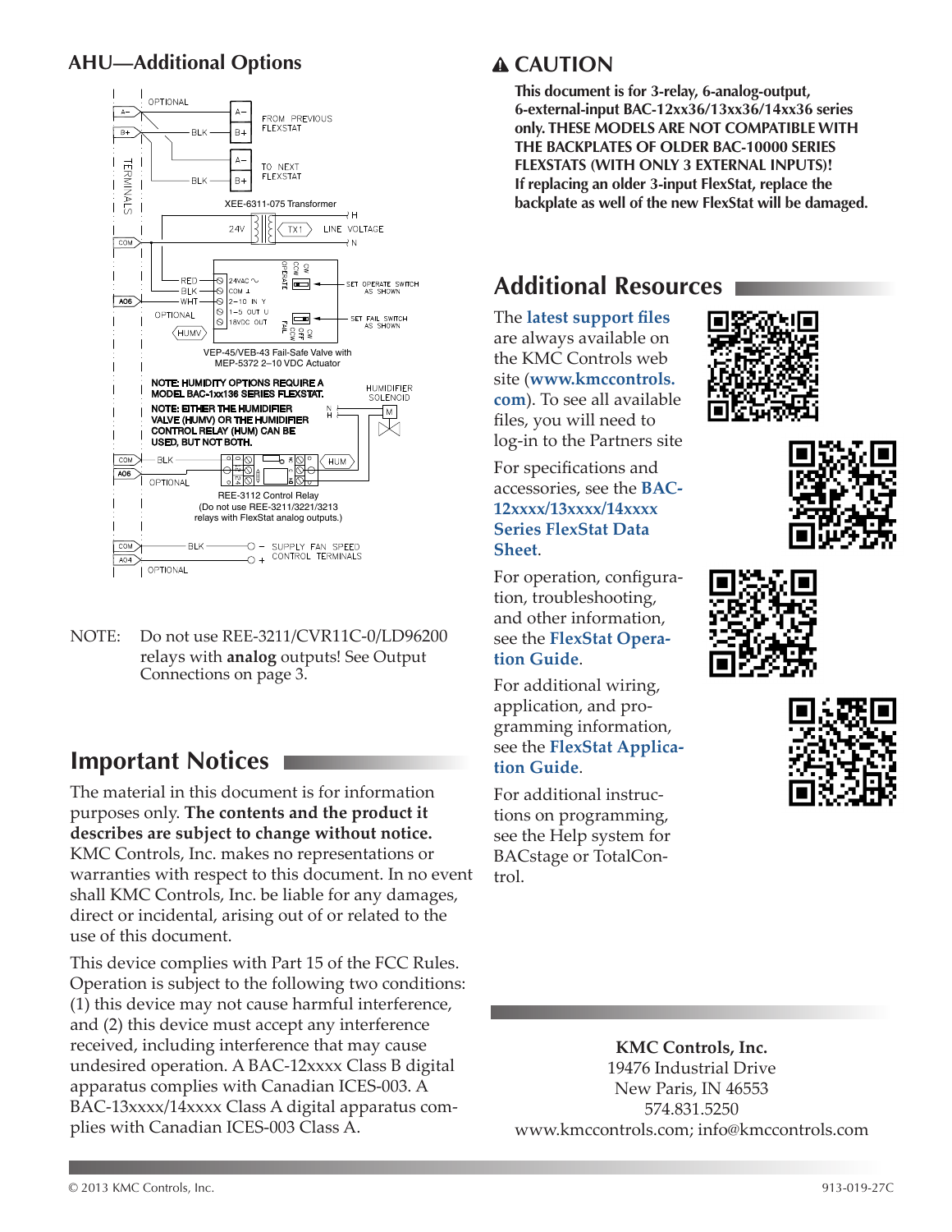## AHU—Additional Options

OPTIONAL

A–
B+
BLK
A–
B+
FROM PREVIOUS FLEXSTAT

A–
B+
BLK
TO NEXT FLEXSTAT

TERMINALS

XEE-6311-075 Transformer
24V
TX1
LINE VOLTAGE
H
N
COM

RED
BLK
WHT
AO6
OPTIONAL
HUMV
24VAC ~
COM ⊥
2–10 IN Y
1–5 OUT U
18VDC OUT
OPERATE
CW
CCW
SET OPERATE SWITCH AS SHOWN
FAIL
CW
OFF
CCW
SET FAIL SWITCH AS SHOWN

VEP-45/VEB-43 Fail-Safe Valve with MEP-5372 2–10 VDC Actuator

NOTE: HUMIDITY OPTIONS REQUIRE A MODEL BAC-1xx136 SERIES FLEXSTAT.

NOTE: EITHER THE HUMIDIFIER VALVE (HUMV) OR THE HUMIDIFIER CONTROL RELAY (HUM) CAN BE USED, BUT NOT BOTH.

HUMIDIFIER SOLENOID
N
H
M

COM
AO6
BLK
OPTIONAL
HUM

REE-3112 Control Relay
(Do not use REE-3211/3221/3213 relays with FlexStat analog outputs.)

COM
AO4
BLK
OPTIONAL
– SUPPLY FAN SPEED
+ CONTROL TERMINALS

NOTE: Do not use REE-3211/CVR11C-0/LD96200 relays with **analog** outputs! See Output Connections on page 3.

## Important Notices

The material in this document is for information purposes only. **The contents and the product it describes are subject to change without notice.** KMC Controls, Inc. makes no representations or warranties with respect to this document. In no event shall KMC Controls, Inc. be liable for any damages, direct or incidental, arising out of or related to the use of this document.

This device complies with Part 15 of the FCC Rules. Operation is subject to the following two conditions: (1) this device may not cause harmful interference, and (2) this device must accept any interference received, including interference that may cause undesired operation. A BAC-12xxxx Class B digital apparatus complies with Canadian ICES-003. A BAC-13xxxx/14xxxx Class A digital apparatus complies with Canadian ICES-003 Class A.

## ⚠ CAUTION

**This document is for 3-relay, 6-analog-output, 6-external-input BAC-12xx36/13xx36/14xx36 series only. THESE MODELS ARE NOT COMPATIBLE WITH THE BACKPLATES OF OLDER BAC-10000 SERIES FLEXSTATS (WITH ONLY 3 EXTERNAL INPUTS)! If replacing an older 3-input FlexStat, replace the backplate as well of the new FlexStat will be damaged.**

## Additional Resources

The **latest support files** are always available on the KMC Controls web site (**www.kmccontrols.com**). To see all available files, you will need to log-in to the Partners site

For specifications and accessories, see the **BAC-12xxxx/13xxxx/14xxxx Series FlexStat Data Sheet**.

For operation, configuration, troubleshooting, and other information, see the **FlexStat Operation Guide**.

For additional wiring, application, and programming information, see the **FlexStat Application Guide**.

For additional instructions on programming, see the Help system for BACstage or TotalControl.

**KMC Controls, Inc.**
19476 Industrial Drive
New Paris, IN 46553
574.831.5250
www.kmccontrols.com; info@kmccontrols.com

© 2013 KMC Controls, Inc. 913-019-27C